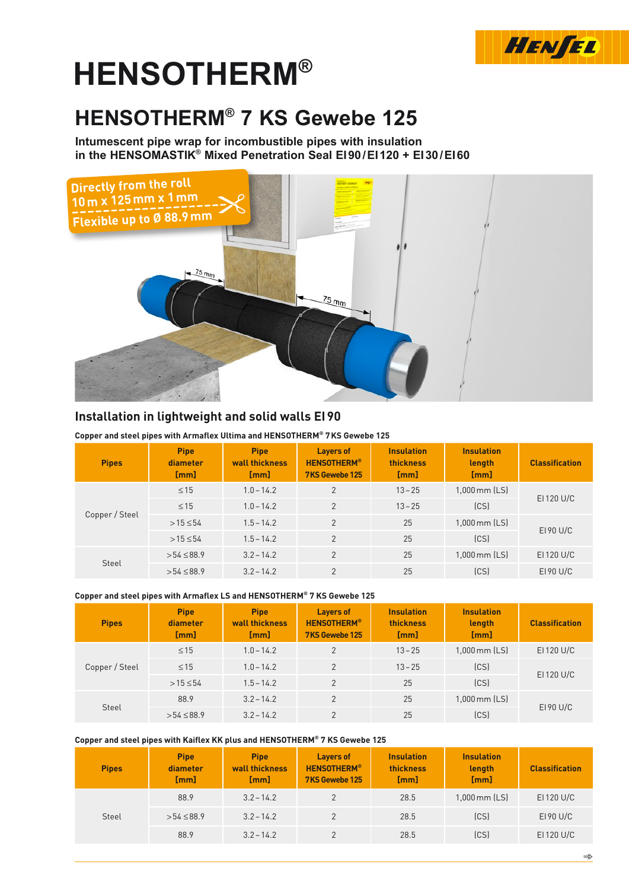# HENSOTHERM®

## HENSOTHERM® 7 KS Gewebe 125

**Intumescent pipe wrap for incombustible pipes with insulation in the HENSOMASTIK® Mixed Penetration Seal EI 90 / EI 120 + EI 30 / EI 60**

Directly from the roll
10 m x 125 mm x 1 mm
Flexible up to Ø 88.9 mm

75 mm

75 mm

### Installation in lightweight and solid walls EI 90

**Copper and steel pipes with Armaflex Ultima and HENSOTHERM® 7 KS Gewebe 125**

| Pipes | Pipe diameter [mm] | Pipe wall thickness [mm] | Layers of HENSOTHERM® 7KS Gewebe 125 | Insulation thickness [mm] | Insulation length [mm] | Classification |
|---|---|---|---|---|---|---|
| Copper / Steel | ≤ 15 | 1.0 – 14.2 | 2 | 13 – 25 | 1,000 mm (LS) | EI 120 U/C |
| | ≤ 15 | 1.0 – 14.2 | 2 | 13 – 25 | (CS) | |
| | > 15 ≤ 54 | 1.5 – 14.2 | 2 | 25 | 1,000 mm (LS) | EI 90 U/C |
| | > 15 ≤ 54 | 1.5 – 14.2 | 2 | 25 | (CS) | |
| Steel | > 54 ≤ 88.9 | 3.2 – 14.2 | 2 | 25 | 1,000 mm (LS) | EI 120 U/C |
| | > 54 ≤ 88.9 | 3.2 – 14.2 | 2 | 25 | (CS) | EI 90 U/C |

**Copper and steel pipes with Armaflex LS and HENSOTHERM® 7 KS Gewebe 125**

| Pipes | Pipe diameter [mm] | Pipe wall thickness [mm] | Layers of HENSOTHERM® 7KS Gewebe 125 | Insulation thickness [mm] | Insulation length [mm] | Classification |
|---|---|---|---|---|---|---|
| Copper / Steel | ≤ 15 | 1.0 – 14.2 | 2 | 13 – 25 | 1,000 mm (LS) | EI 120 U/C |
| | ≤ 15 | 1.0 – 14.2 | 2 | 13 – 25 | (CS) | EI 120 U/C |
| | > 15 ≤ 54 | 1.5 – 14.2 | 2 | 25 | (CS) | |
| Steel | 88.9 | 3.2 – 14.2 | 2 | 25 | 1,000 mm (LS) | EI 90 U/C |
| | > 54 ≤ 88.9 | 3.2 – 14.2 | 2 | 25 | (CS) | |

**Copper and steel pipes with Kaiflex KK plus and HENSOTHERM® 7 KS Gewebe 125**

| Pipes | Pipe diameter [mm] | Pipe wall thickness [mm] | Layers of HENSOTHERM® 7KS Gewebe 125 | Insulation thickness [mm] | Insulation length [mm] | Classification |
|---|---|---|---|---|---|---|
| Steel | 88.9 | 3.2 – 14.2 | 2 | 28.5 | 1,000 mm (LS) | EI 120 U/C |
| | > 54 ≤ 88.9 | 3.2 – 14.2 | 2 | 28.5 | (CS) | EI 90 U/C |
| | 88.9 | 3.2 – 14.2 | 2 | 28.5 | (CS) | EI 120 U/C |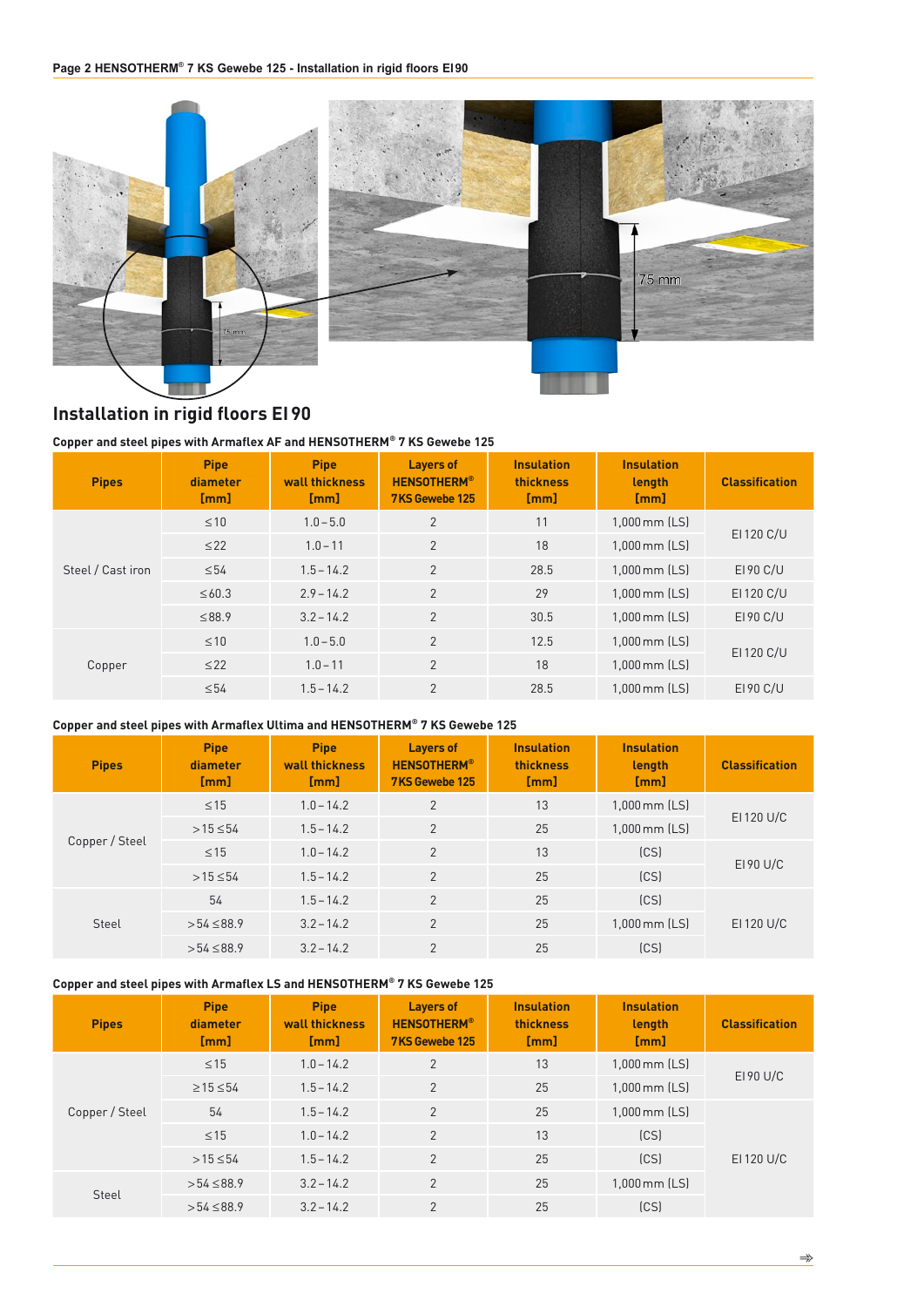## Installation in rigid floors EI 90

### Copper and steel pipes with Armaflex AF and HENSOTHERM® 7 KS Gewebe 125

| Pipes | Pipe diameter [mm] | Pipe wall thickness [mm] | Layers of HENSOTHERM® 7KS Gewebe 125 | Insulation thickness [mm] | Insulation length [mm] | Classification |
|---|---|---|---|---|---|---|
| Steel / Cast iron | ≤10 | 1.0 – 5.0 | 2 | 11 | 1,000 mm (LS) | EI 120 C/U |
| | ≤22 | 1.0 – 11 | 2 | 18 | 1,000 mm (LS) | |
| | ≤54 | 1.5 – 14.2 | 2 | 28.5 | 1,000 mm (LS) | EI 90 C/U |
| | ≤60.3 | 2.9 – 14.2 | 2 | 29 | 1,000 mm (LS) | EI 120 C/U |
| | ≤88.9 | 3.2 – 14.2 | 2 | 30.5 | 1,000 mm (LS) | EI 90 C/U |
| Copper | ≤10 | 1.0 – 5.0 | 2 | 12.5 | 1,000 mm (LS) | EI 120 C/U |
| | ≤22 | 1.0 – 11 | 2 | 18 | 1,000 mm (LS) | |
| | ≤54 | 1.5 – 14.2 | 2 | 28.5 | 1,000 mm (LS) | EI 90 C/U |

### Copper and steel pipes with Armaflex Ultima and HENSOTHERM® 7 KS Gewebe 125

| Pipes | Pipe diameter [mm] | Pipe wall thickness [mm] | Layers of HENSOTHERM® 7KS Gewebe 125 | Insulation thickness [mm] | Insulation length [mm] | Classification |
|---|---|---|---|---|---|---|
| Copper / Steel | ≤15 | 1.0 – 14.2 | 2 | 13 | 1,000 mm (LS) | EI 120 U/C |
| | >15 ≤54 | 1.5 – 14.2 | 2 | 25 | 1,000 mm (LS) | |
| | ≤15 | 1.0 – 14.2 | 2 | 13 | (CS) | EI 90 U/C |
| | >15 ≤54 | 1.5 – 14.2 | 2 | 25 | (CS) | |
| Steel | 54 | 1.5 – 14.2 | 2 | 25 | (CS) | EI 120 U/C |
| | >54 ≤88.9 | 3.2 – 14.2 | 2 | 25 | 1,000 mm (LS) | |
| | >54 ≤88.9 | 3.2 – 14.2 | 2 | 25 | (CS) | |

### Copper and steel pipes with Armaflex LS and HENSOTHERM® 7 KS Gewebe 125

| Pipes | Pipe diameter [mm] | Pipe wall thickness [mm] | Layers of HENSOTHERM® 7KS Gewebe 125 | Insulation thickness [mm] | Insulation length [mm] | Classification |
|---|---|---|---|---|---|---|
| Copper / Steel | ≤15 | 1.0 – 14.2 | 2 | 13 | 1,000 mm (LS) | EI 90 U/C |
| | ≥15 ≤54 | 1.5 – 14.2 | 2 | 25 | 1,000 mm (LS) | |
| | 54 | 1.5 – 14.2 | 2 | 25 | 1,000 mm (LS) | EI 120 U/C |
| | ≤15 | 1.0 – 14.2 | 2 | 13 | (CS) | |
| | >15 ≤54 | 1.5 – 14.2 | 2 | 25 | (CS) | |
| Steel | >54 ≤88.9 | 3.2 – 14.2 | 2 | 25 | 1,000 mm (LS) | |
| | >54 ≤88.9 | 3.2 – 14.2 | 2 | 25 | (CS) | |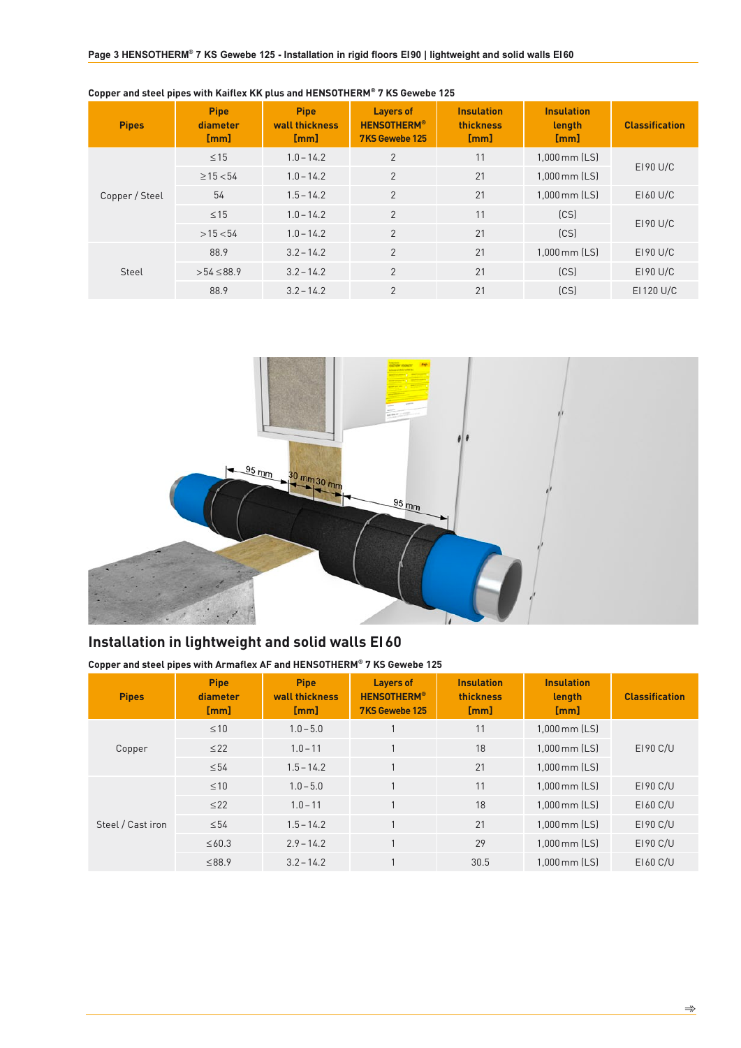Copper and steel pipes with Kaiflex KK plus and HENSOTHERM® 7 KS Gewebe 125

| Pipes | Pipe diameter [mm] | Pipe wall thickness [mm] | Layers of HENSOTHERM® 7KS Gewebe 125 | Insulation thickness [mm] | Insulation length [mm] | Classification |
|---|---|---|---|---|---|---|
| Copper / Steel | ≤15 | 1.0 – 14.2 | 2 | 11 | 1,000 mm (LS) | EI 90 U/C |
| | ≥15 <54 | 1.0 – 14.2 | 2 | 21 | 1,000 mm (LS) | |
| | 54 | 1.5 – 14.2 | 2 | 21 | 1,000 mm (LS) | EI 60 U/C |
| | ≤15 | 1.0 – 14.2 | 2 | 11 | (CS) | EI 90 U/C |
| | >15 <54 | 1.0 – 14.2 | 2 | 21 | (CS) | |
| Steel | 88.9 | 3.2 – 14.2 | 2 | 21 | 1,000 mm (LS) | EI 90 U/C |
| | >54 ≤88.9 | 3.2 – 14.2 | 2 | 21 | (CS) | EI 90 U/C |
| | 88.9 | 3.2 – 14.2 | 2 | 21 | (CS) | EI 120 U/C |

## Installation in lightweight and solid walls EI 60

Copper and steel pipes with Armaflex AF and HENSOTHERM® 7 KS Gewebe 125

| Pipes | Pipe diameter [mm] | Pipe wall thickness [mm] | Layers of HENSOTHERM® 7KS Gewebe 125 | Insulation thickness [mm] | Insulation length [mm] | Classification |
|---|---|---|---|---|---|---|
| Copper | ≤10 | 1.0 – 5.0 | 1 | 11 | 1,000 mm (LS) | EI 90 C/U |
| | ≤22 | 1.0 – 11 | 1 | 18 | 1,000 mm (LS) | |
| | ≤54 | 1.5 – 14.2 | 1 | 21 | 1,000 mm (LS) | |
| Steel / Cast iron | ≤10 | 1.0 – 5.0 | 1 | 11 | 1,000 mm (LS) | EI 90 C/U |
| | ≤22 | 1.0 – 11 | 1 | 18 | 1,000 mm (LS) | EI 60 C/U |
| | ≤54 | 1.5 – 14.2 | 1 | 21 | 1,000 mm (LS) | EI 90 C/U |
| | ≤60.3 | 2.9 – 14.2 | 1 | 29 | 1,000 mm (LS) | EI 90 C/U |
| | ≤88.9 | 3.2 – 14.2 | 1 | 30.5 | 1,000 mm (LS) | EI 60 C/U |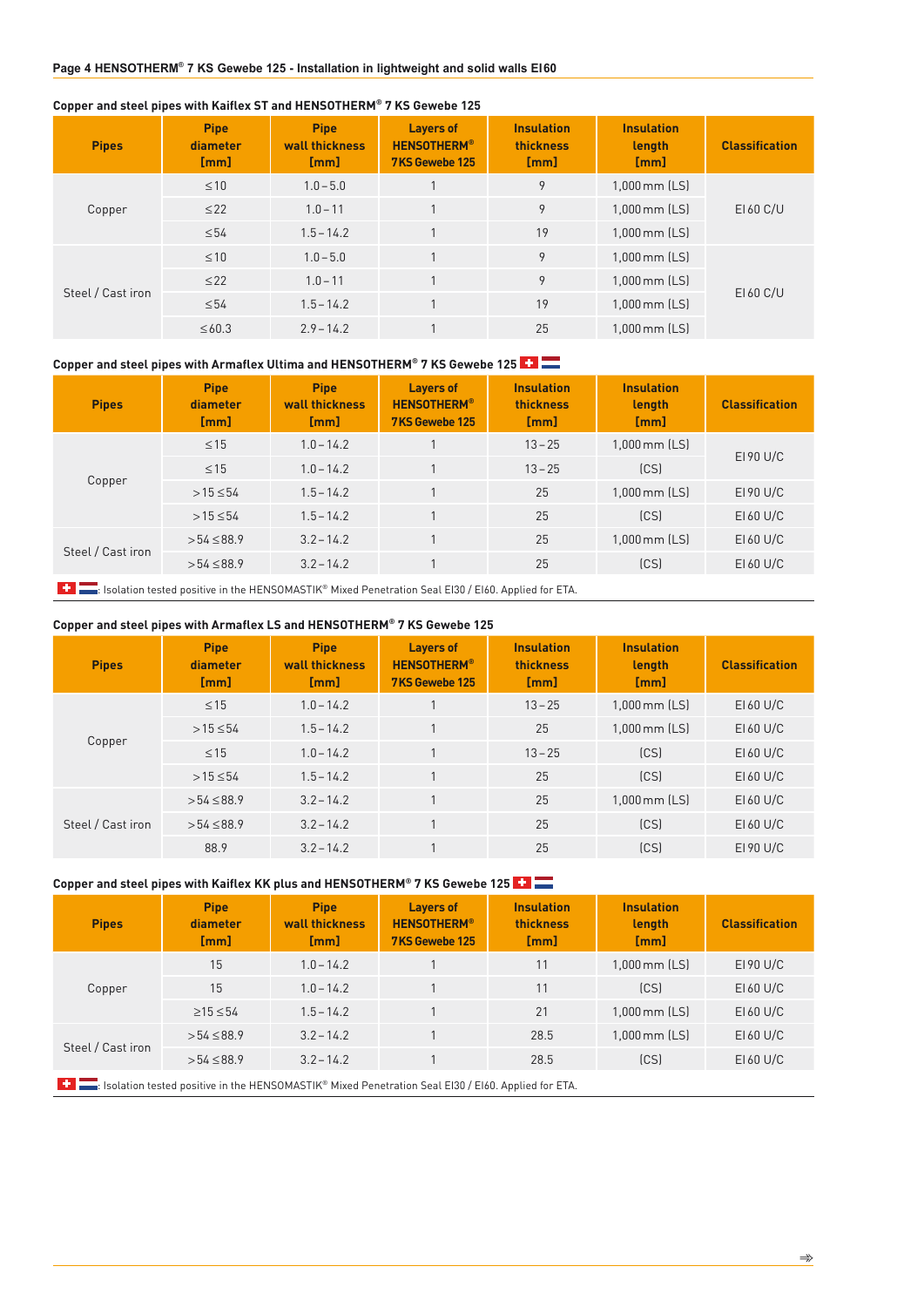## HENSOTHERM® 7 KS Gewebe 125 - Installation in lightweight and solid walls EI60

### Copper and steel pipes with Kaiflex ST and HENSOTHERM® 7 KS Gewebe 125

| Pipes | Pipe diameter [mm] | Pipe wall thickness [mm] | Layers of HENSOTHERM® 7KS Gewebe 125 | Insulation thickness [mm] | Insulation length [mm] | Classification |
|---|---|---|---|---|---|---|
| Copper | ≤10 | 1.0 – 5.0 | 1 | 9 | 1,000 mm (LS) | EI 60 C/U |
| | ≤22 | 1.0 – 11 | 1 | 9 | 1,000 mm (LS) | |
| | ≤54 | 1.5 – 14.2 | 1 | 19 | 1,000 mm (LS) | |
| Steel / Cast iron | ≤10 | 1.0 – 5.0 | 1 | 9 | 1,000 mm (LS) | EI 60 C/U |
| | ≤22 | 1.0 – 11 | 1 | 9 | 1,000 mm (LS) | |
| | ≤54 | 1.5 – 14.2 | 1 | 19 | 1,000 mm (LS) | |
| | ≤60.3 | 2.9 – 14.2 | 1 | 25 | 1,000 mm (LS) | |

### Copper and steel pipes with Armaflex Ultima and HENSOTHERM® 7 KS Gewebe 125

| Pipes | Pipe diameter [mm] | Pipe wall thickness [mm] | Layers of HENSOTHERM® 7KS Gewebe 125 | Insulation thickness [mm] | Insulation length [mm] | Classification |
|---|---|---|---|---|---|---|
| Copper | ≤15 | 1.0 – 14.2 | 1 | 13 – 25 | 1,000 mm (LS) | EI 90 U/C |
| | ≤15 | 1.0 – 14.2 | 1 | 13 – 25 | (CS) | |
| | >15 ≤54 | 1.5 – 14.2 | 1 | 25 | 1,000 mm (LS) | EI 90 U/C |
| | >15 ≤54 | 1.5 – 14.2 | 1 | 25 | (CS) | EI 60 U/C |
| Steel / Cast iron | >54 ≤88.9 | 3.2 – 14.2 | 1 | 25 | 1,000 mm (LS) | EI 60 U/C |
| | >54 ≤88.9 | 3.2 – 14.2 | 1 | 25 | (CS) | EI 60 U/C |

: Isolation tested positive in the HENSOMASTIK® Mixed Penetration Seal EI30 / EI60. Applied for ETA.

### Copper and steel pipes with Armaflex LS and HENSOTHERM® 7 KS Gewebe 125

| Pipes | Pipe diameter [mm] | Pipe wall thickness [mm] | Layers of HENSOTHERM® 7KS Gewebe 125 | Insulation thickness [mm] | Insulation length [mm] | Classification |
|---|---|---|---|---|---|---|
| Copper | ≤15 | 1.0 – 14.2 | 1 | 13 – 25 | 1,000 mm (LS) | EI 60 U/C |
| | >15 ≤54 | 1.5 – 14.2 | 1 | 25 | 1,000 mm (LS) | EI 60 U/C |
| | ≤15 | 1.0 – 14.2 | 1 | 13 – 25 | (CS) | EI 60 U/C |
| | >15 ≤54 | 1.5 – 14.2 | 1 | 25 | (CS) | EI 60 U/C |
| Steel / Cast iron | >54 ≤88.9 | 3.2 – 14.2 | 1 | 25 | 1,000 mm (LS) | EI 60 U/C |
| | >54 ≤88.9 | 3.2 – 14.2 | 1 | 25 | (CS) | EI 60 U/C |
| | 88.9 | 3.2 – 14.2 | 1 | 25 | (CS) | EI 90 U/C |

### Copper and steel pipes with Kaiflex KK plus and HENSOTHERM® 7 KS Gewebe 125

| Pipes | Pipe diameter [mm] | Pipe wall thickness [mm] | Layers of HENSOTHERM® 7KS Gewebe 125 | Insulation thickness [mm] | Insulation length [mm] | Classification |
|---|---|---|---|---|---|---|
| Copper | 15 | 1.0 – 14.2 | 1 | 11 | 1,000 mm (LS) | EI 90 U/C |
| | 15 | 1.0 – 14.2 | 1 | 11 | (CS) | EI 60 U/C |
| | ≥15 ≤54 | 1.5 – 14.2 | 1 | 21 | 1,000 mm (LS) | EI 60 U/C |
| Steel / Cast iron | >54 ≤88.9 | 3.2 – 14.2 | 1 | 28.5 | 1,000 mm (LS) | EI 60 U/C |
| | >54 ≤88.9 | 3.2 – 14.2 | 1 | 28.5 | (CS) | EI 60 U/C |

: Isolation tested positive in the HENSOMASTIK® Mixed Penetration Seal EI30 / EI60. Applied for ETA.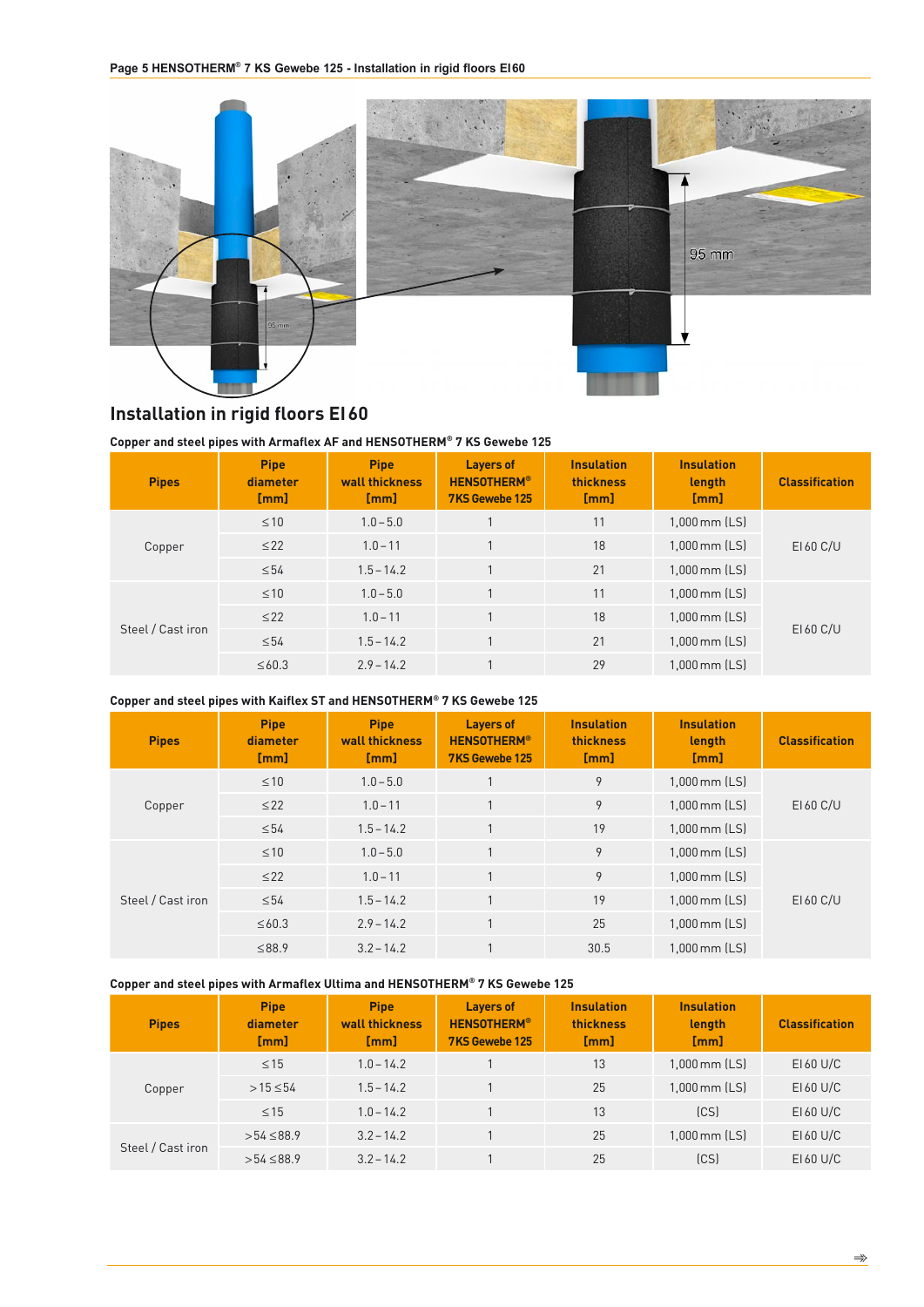## Installation in rigid floors EI 60

### Copper and steel pipes with Armaflex AF and HENSOTHERM® 7 KS Gewebe 125

| Pipes | Pipe diameter [mm] | Pipe wall thickness [mm] | Layers of HENSOTHERM® 7KS Gewebe 125 | Insulation thickness [mm] | Insulation length [mm] | Classification |
|---|---|---|---|---|---|---|
| Copper | ≤10 | 1.0 – 5.0 | 1 | 11 | 1,000 mm (LS) | EI 60 C/U |
| | ≤22 | 1.0 – 11 | 1 | 18 | 1,000 mm (LS) | |
| | ≤54 | 1.5 – 14.2 | 1 | 21 | 1,000 mm (LS) | |
| Steel / Cast iron | ≤10 | 1.0 – 5.0 | 1 | 11 | 1,000 mm (LS) | EI 60 C/U |
| | ≤22 | 1.0 – 11 | 1 | 18 | 1,000 mm (LS) | |
| | ≤54 | 1.5 – 14.2 | 1 | 21 | 1,000 mm (LS) | |
| | ≤60.3 | 2.9 – 14.2 | 1 | 29 | 1,000 mm (LS) | |

### Copper and steel pipes with Kaiflex ST and HENSOTHERM® 7 KS Gewebe 125

| Pipes | Pipe diameter [mm] | Pipe wall thickness [mm] | Layers of HENSOTHERM® 7KS Gewebe 125 | Insulation thickness [mm] | Insulation length [mm] | Classification |
|---|---|---|---|---|---|---|
| Copper | ≤10 | 1.0 – 5.0 | 1 | 9 | 1,000 mm (LS) | EI 60 C/U |
| | ≤22 | 1.0 – 11 | 1 | 9 | 1,000 mm (LS) | |
| | ≤54 | 1.5 – 14.2 | 1 | 19 | 1,000 mm (LS) | |
| Steel / Cast iron | ≤10 | 1.0 – 5.0 | 1 | 9 | 1,000 mm (LS) | EI 60 C/U |
| | ≤22 | 1.0 – 11 | 1 | 9 | 1,000 mm (LS) | |
| | ≤54 | 1.5 – 14.2 | 1 | 19 | 1,000 mm (LS) | |
| | ≤60.3 | 2.9 – 14.2 | 1 | 25 | 1,000 mm (LS) | |
| | ≤88.9 | 3.2 – 14.2 | 1 | 30.5 | 1,000 mm (LS) | |

### Copper and steel pipes with Armaflex Ultima and HENSOTHERM® 7 KS Gewebe 125

| Pipes | Pipe diameter [mm] | Pipe wall thickness [mm] | Layers of HENSOTHERM® 7KS Gewebe 125 | Insulation thickness [mm] | Insulation length [mm] | Classification |
|---|---|---|---|---|---|---|
| Copper | ≤15 | 1.0 – 14.2 | 1 | 13 | 1,000 mm (LS) | EI 60 U/C |
| | >15 ≤54 | 1.5 – 14.2 | 1 | 25 | 1,000 mm (LS) | EI 60 U/C |
| | ≤15 | 1.0 – 14.2 | 1 | 13 | (CS) | EI 60 U/C |
| Steel / Cast iron | >54 ≤88.9 | 3.2 – 14.2 | 1 | 25 | 1,000 mm (LS) | EI 60 U/C |
| | >54 ≤88.9 | 3.2 – 14.2 | 1 | 25 | (CS) | EI 60 U/C |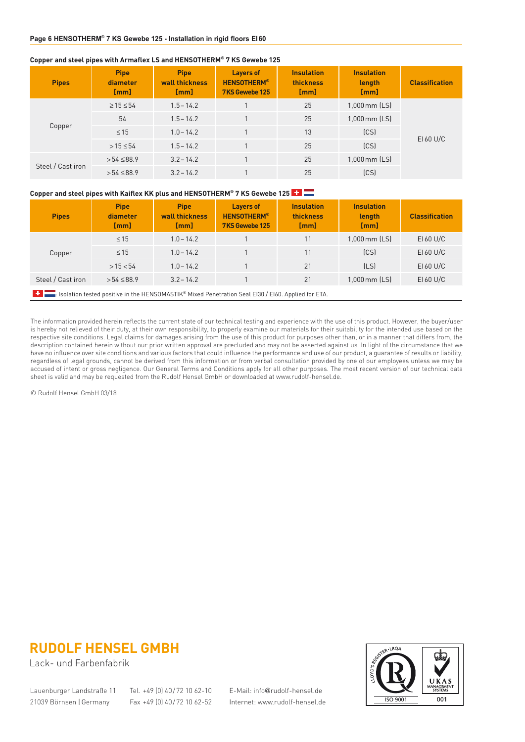**Copper and steel pipes with Armaflex LS and HENSOTHERM® 7 KS Gewebe 125**

| Pipes | Pipe diameter [mm] | Pipe wall thickness [mm] | Layers of HENSOTHERM® 7KS Gewebe 125 | Insulation thickness [mm] | Insulation length [mm] | Classification |
|---|---|---|---|---|---|---|
| Copper | ≥15 ≤54 | 1.5 – 14.2 | 1 | 25 | 1,000 mm (LS) | EI 60 U/C |
| | 54 | 1.5 – 14.2 | 1 | 25 | 1,000 mm (LS) | |
| | ≤15 | 1.0 – 14.2 | 1 | 13 | (CS) | |
| | >15 ≤54 | 1.5 – 14.2 | 1 | 25 | (CS) | |
| Steel / Cast iron | >54 ≤88.9 | 3.2 – 14.2 | 1 | 25 | 1,000 mm (LS) | |
| | >54 ≤88.9 | 3.2 – 14.2 | 1 | 25 | (CS) | |

**Copper and steel pipes with Kaiflex KK plus and HENSOTHERM® 7 KS Gewebe 125**

| Pipes | Pipe diameter [mm] | Pipe wall thickness [mm] | Layers of HENSOTHERM® 7KS Gewebe 125 | Insulation thickness [mm] | Insulation length [mm] | Classification |
|---|---|---|---|---|---|---|
| Copper | ≤15 | 1.0 – 14.2 | 1 | 11 | 1,000 mm (LS) | EI 60 U/C |
| | ≤15 | 1.0 – 14.2 | 1 | 11 | (CS) | EI 60 U/C |
| | >15 <54 | 1.0 – 14.2 | 1 | 21 | (LS) | EI 60 U/C |
| Steel / Cast iron | >54 ≤88.9 | 3.2 – 14.2 | 1 | 21 | 1,000 mm (LS) | EI 60 U/C |

: Isolation tested positive in the HENSOMASTIK® Mixed Penetration Seal EI30 / EI60. Applied for ETA.

The information provided herein reflects the current state of our technical testing and experience with the use of this product. However, the buyer/user is hereby not relieved of their duty, at their own responsibility, to properly examine our materials for their suitability for the intended use based on the respective site conditions. Legal claims for damages arising from the use of this product for purposes other than, or in a manner that differs from, the description contained herein without our prior written approval are precluded and may not be asserted against us. In light of the circumstance that we have no influence over site conditions and various factors that could influence the performance and use of our product, a guarantee of results or liability, regardless of legal grounds, cannot be derived from this information or from verbal consultation provided by one of our employees unless we may be accused of intent or gross negligence. Our General Terms and Conditions apply for all other purposes. The most recent version of our technical data sheet is valid and may be requested from the Rudolf Hensel GmbH or downloaded at www.rudolf-hensel.de.

© Rudolf Hensel GmbH 03/18

**RUDOLF HENSEL GMBH**
Lack- und Farbenfabrik

Lauenburger Landstraße 11
21039 Börnsen | Germany

Tel. +49 (0) 40 / 72 10 62-10
Fax +49 (0) 40 / 72 10 62-52

E-Mail: info@rudolf-hensel.de
Internet: www.rudolf-hensel.de